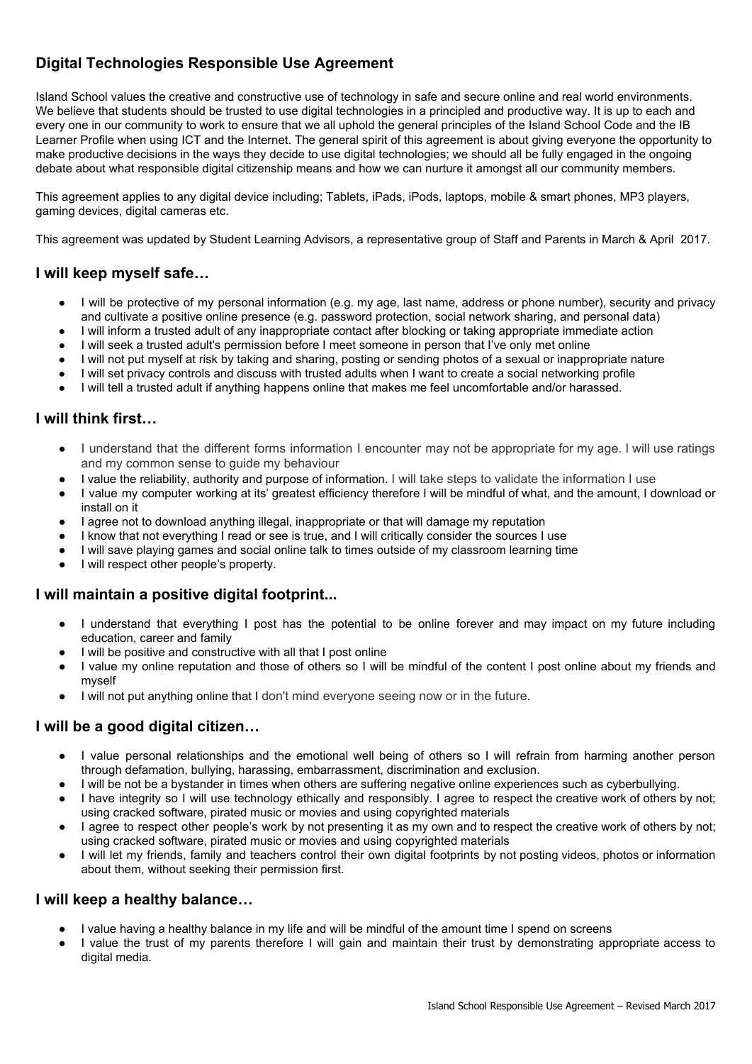## Digital Technologies Responsible Use Agreement

Island School values the creative and constructive use of technology in safe and secure online and real world environments. We believe that students should be trusted to use digital technologies in a principled and productive way. It is up to each and every one in our community to work to ensure that we all uphold the general principles of the Island School Code and the IB Learner Profile when using ICT and the Internet. The general spirit of this agreement is about giving everyone the opportunity to make productive decisions in the ways they decide to use digital technologies; we should all be fully engaged in the ongoing debate about what responsible digital citizenship means and how we can nurture it amongst all our community members.

This agreement applies to any digital device including; Tablets, iPads, iPods, laptops, mobile & smart phones, MP3 players, gaming devices, digital cameras etc.

This agreement was updated by Student Learning Advisors, a representative group of Staff and Parents in March & April 2017.

### I will keep myself safe…

- I will be protective of my personal information (e.g. my age, last name, address or phone number), security and privacy and cultivate a positive online presence (e.g. password protection, social network sharing, and personal data)
- I will inform a trusted adult of any inappropriate contact after blocking or taking appropriate immediate action
- I will seek a trusted adult's permission before I meet someone in person that I've only met online
- I will not put myself at risk by taking and sharing, posting or sending photos of a sexual or inappropriate nature
- I will set privacy controls and discuss with trusted adults when I want to create a social networking profile
- I will tell a trusted adult if anything happens online that makes me feel uncomfortable and/or harassed.

### I will think first…

- I understand that the different forms information I encounter may not be appropriate for my age. I will use ratings and my common sense to guide my behaviour
- I value the reliability, authority and purpose of information. I will take steps to validate the information I use
- I value my computer working at its' greatest efficiency therefore I will be mindful of what, and the amount, I download or install on it
- I agree not to download anything illegal, inappropriate or that will damage my reputation
- I know that not everything I read or see is true, and I will critically consider the sources I use
- I will save playing games and social online talk to times outside of my classroom learning time
- I will respect other people's property.

### I will maintain a positive digital footprint...

- I understand that everything I post has the potential to be online forever and may impact on my future including education, career and family
- I will be positive and constructive with all that I post online
- I value my online reputation and those of others so I will be mindful of the content I post online about my friends and myself
- I will not put anything online that I don't mind everyone seeing now or in the future.

### I will be a good digital citizen…

- I value personal relationships and the emotional well being of others so I will refrain from harming another person through defamation, bullying, harassing, embarrassment, discrimination and exclusion.
- I will be not be a bystander in times when others are suffering negative online experiences such as cyberbullying.
- I have integrity so I will use technology ethically and responsibly. I agree to respect the creative work of others by not; using cracked software, pirated music or movies and using copyrighted materials
- I agree to respect other people's work by not presenting it as my own and to respect the creative work of others by not; using cracked software, pirated music or movies and using copyrighted materials
- I will let my friends, family and teachers control their own digital footprints by not posting videos, photos or information about them, without seeking their permission first.

### I will keep a healthy balance…

- I value having a healthy balance in my life and will be mindful of the amount time I spend on screens
- I value the trust of my parents therefore I will gain and maintain their trust by demonstrating appropriate access to digital media.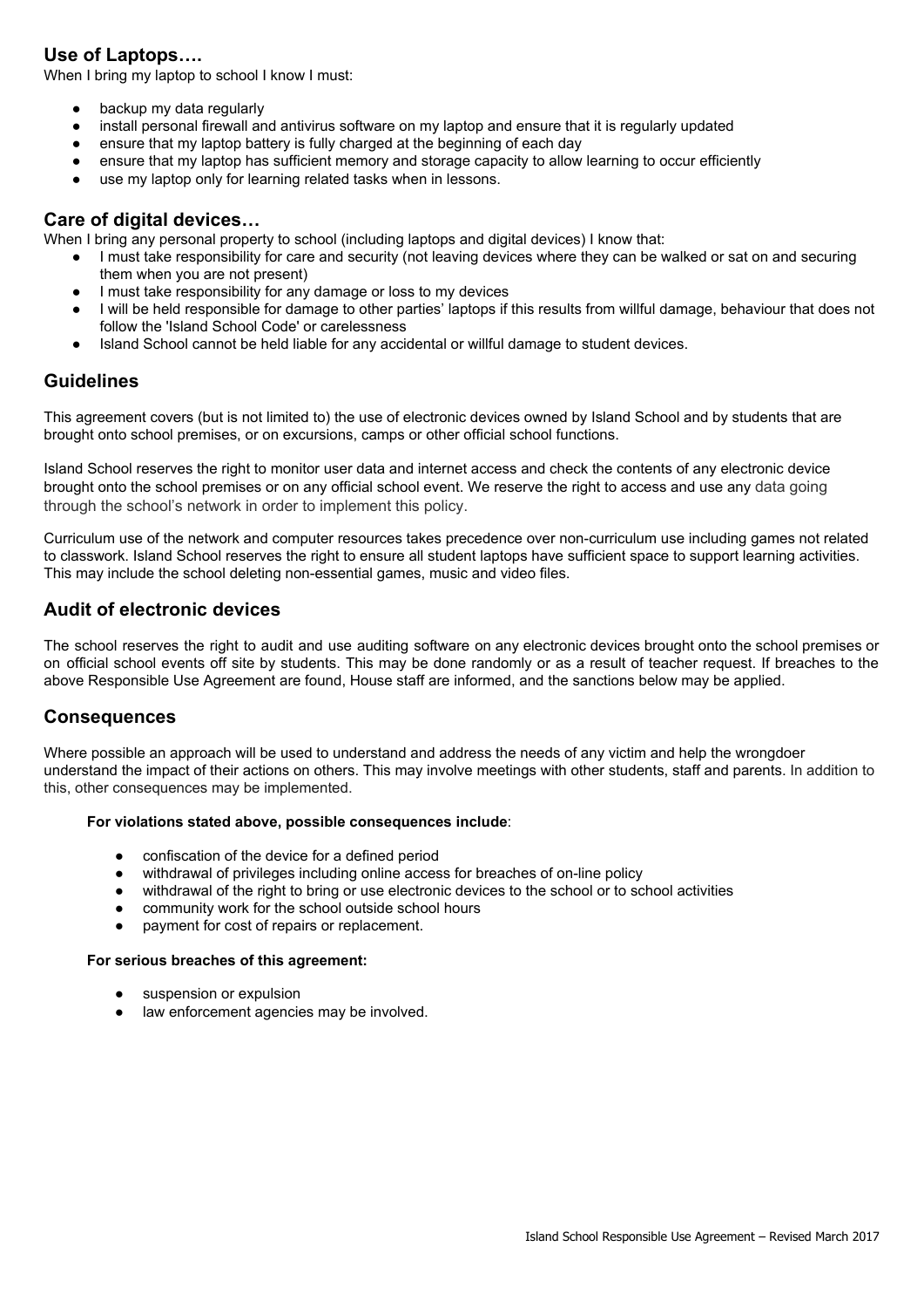## Use of Laptops….

When I bring my laptop to school I know I must:

- backup my data regularly
- install personal firewall and antivirus software on my laptop and ensure that it is regularly updated
- ensure that my laptop battery is fully charged at the beginning of each day
- ensure that my laptop has sufficient memory and storage capacity to allow learning to occur efficiently
- use my laptop only for learning related tasks when in lessons.

## Care of digital devices…

When I bring any personal property to school (including laptops and digital devices) I know that:

- I must take responsibility for care and security (not leaving devices where they can be walked or sat on and securing them when you are not present)
- I must take responsibility for any damage or loss to my devices
- I will be held responsible for damage to other parties' laptops if this results from willful damage, behaviour that does not follow the 'Island School Code' or carelessness
- Island School cannot be held liable for any accidental or willful damage to student devices.

## Guidelines

This agreement covers (but is not limited to) the use of electronic devices owned by Island School and by students that are brought onto school premises, or on excursions, camps or other official school functions.

Island School reserves the right to monitor user data and internet access and check the contents of any electronic device brought onto the school premises or on any official school event. We reserve the right to access and use any data going through the school's network in order to implement this policy.

Curriculum use of the network and computer resources takes precedence over non-curriculum use including games not related to classwork. Island School reserves the right to ensure all student laptops have sufficient space to support learning activities. This may include the school deleting non-essential games, music and video files.

## Audit of electronic devices

The school reserves the right to audit and use auditing software on any electronic devices brought onto the school premises or on official school events off site by students. This may be done randomly or as a result of teacher request. If breaches to the above Responsible Use Agreement are found, House staff are informed, and the sanctions below may be applied.

## Consequences

Where possible an approach will be used to understand and address the needs of any victim and help the wrongdoer understand the impact of their actions on others. This may involve meetings with other students, staff and parents. In addition to this, other consequences may be implemented.

**For violations stated above, possible consequences include**:

- confiscation of the device for a defined period
- withdrawal of privileges including online access for breaches of on-line policy
- withdrawal of the right to bring or use electronic devices to the school or to school activities
- community work for the school outside school hours
- payment for cost of repairs or replacement.

**For serious breaches of this agreement:**

- suspension or expulsion
- law enforcement agencies may be involved.